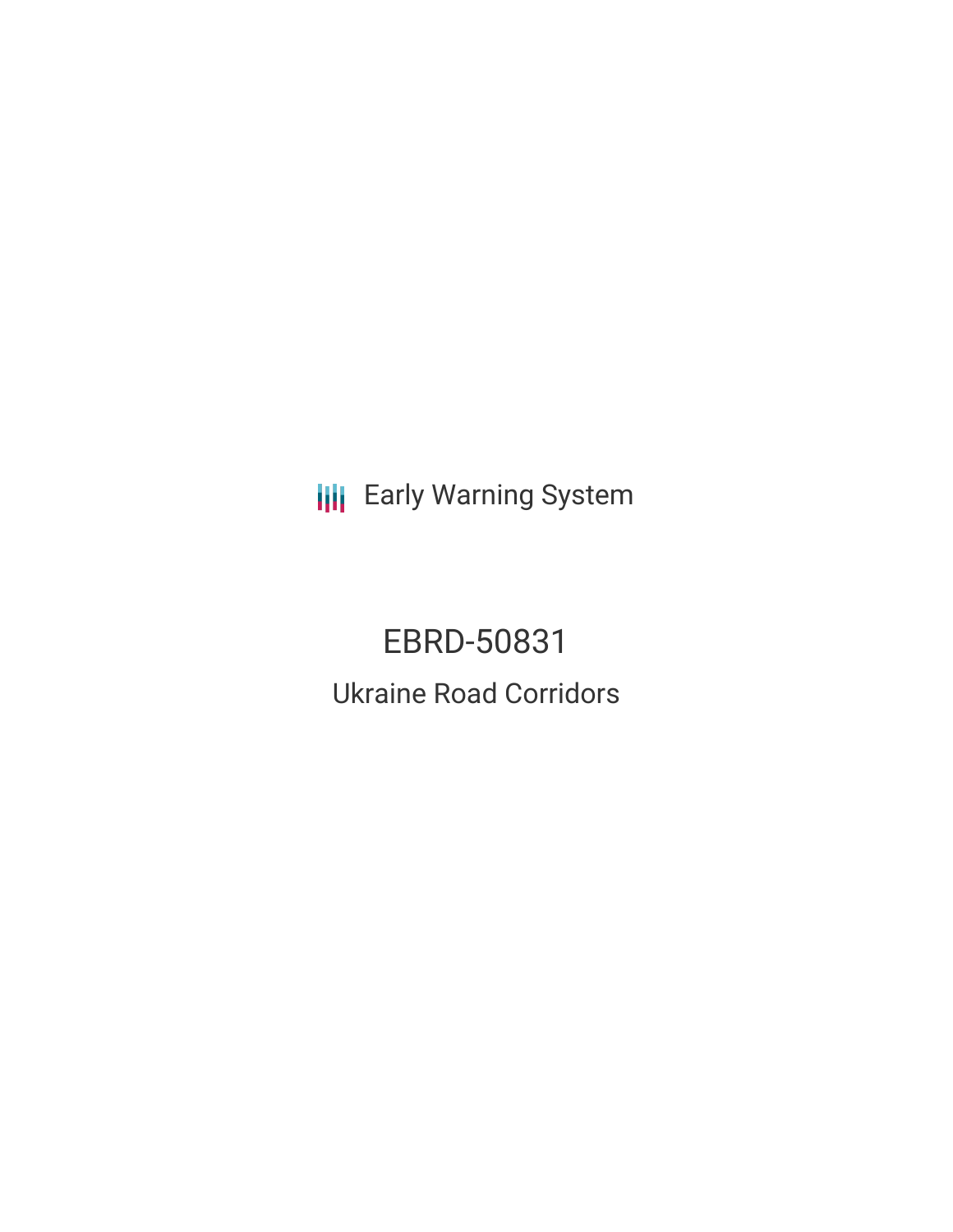Early Warning System

# EBRD-50831

## Ukraine Road Corridors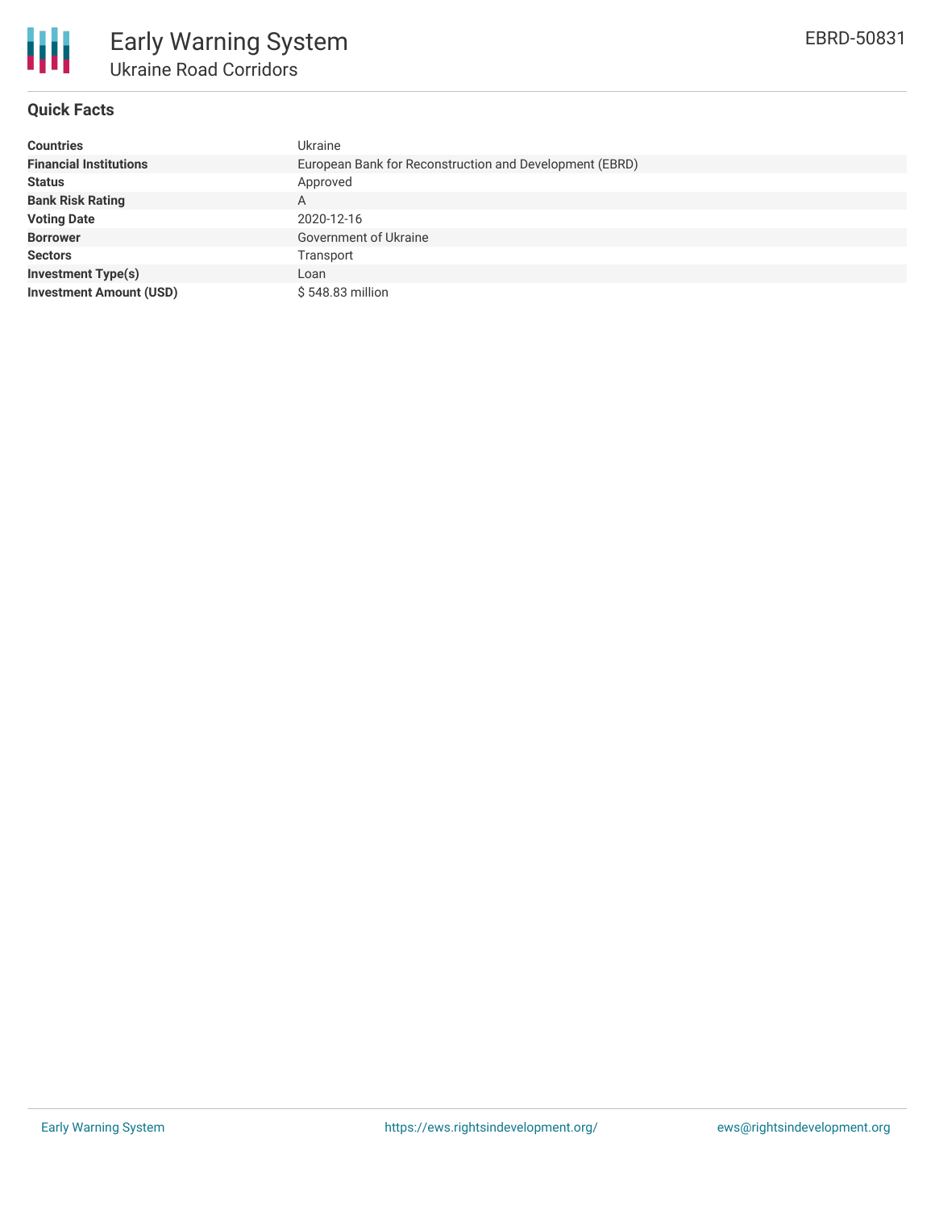# Early Warning System

## Ukraine Road Corridors

EBRD-50831

### Quick Facts

| | |
|---|---|
| **Countries** | Ukraine |
| **Financial Institutions** | European Bank for Reconstruction and Development (EBRD) |
| **Status** | Approved |
| **Bank Risk Rating** | A |
| **Voting Date** | 2020-12-16 |
| **Borrower** | Government of Ukraine |
| **Sectors** | Transport |
| **Investment Type(s)** | Loan |
| **Investment Amount (USD)** | $ 548.83 million |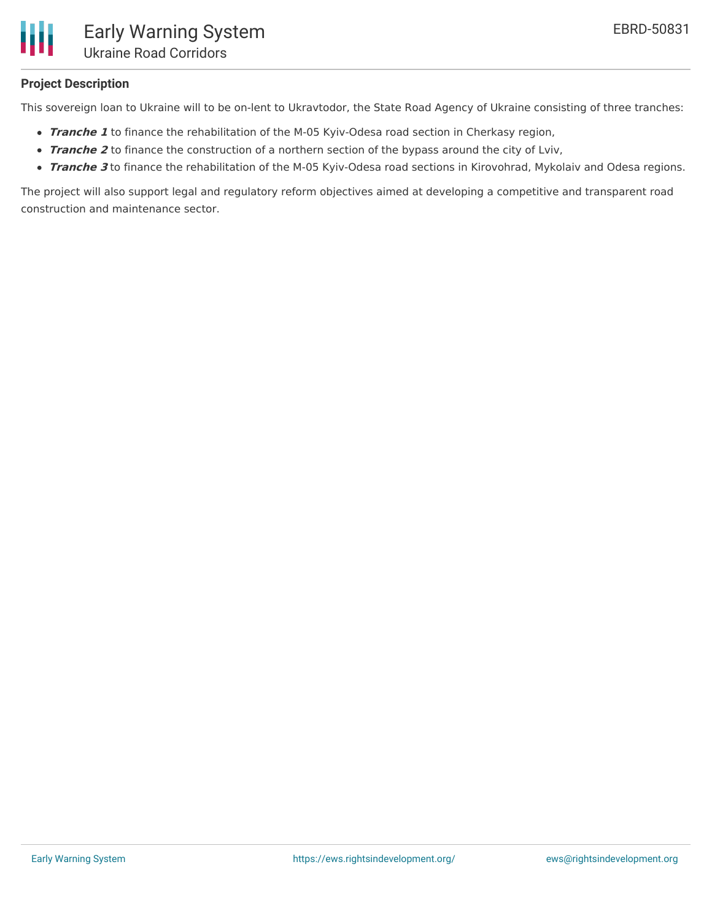### Project Description

This sovereign loan to Ukraine will to be on-lent to Ukravtodor, the State Road Agency of Ukraine consisting of three tranches:

- ***Tranche 1*** to finance the rehabilitation of the M-05 Kyiv-Odesa road section in Cherkasy region,
- ***Tranche 2*** to finance the construction of a northern section of the bypass around the city of Lviv,
- ***Tranche 3*** to finance the rehabilitation of the M-05 Kyiv-Odesa road sections in Kirovohrad, Mykolaiv and Odesa regions.

The project will also support legal and regulatory reform objectives aimed at developing a competitive and transparent road construction and maintenance sector.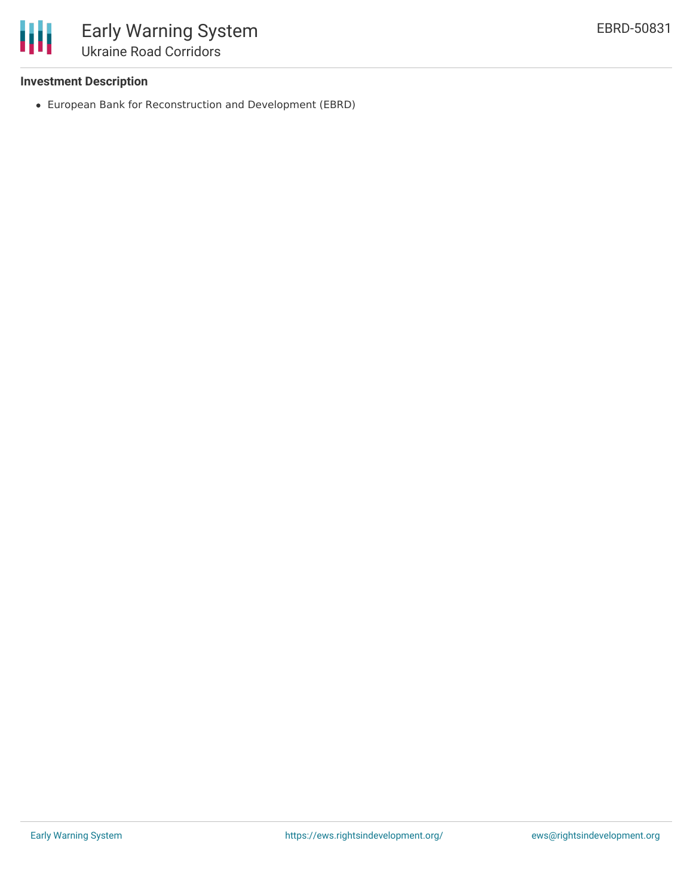### Investment Description

- European Bank for Reconstruction and Development (EBRD)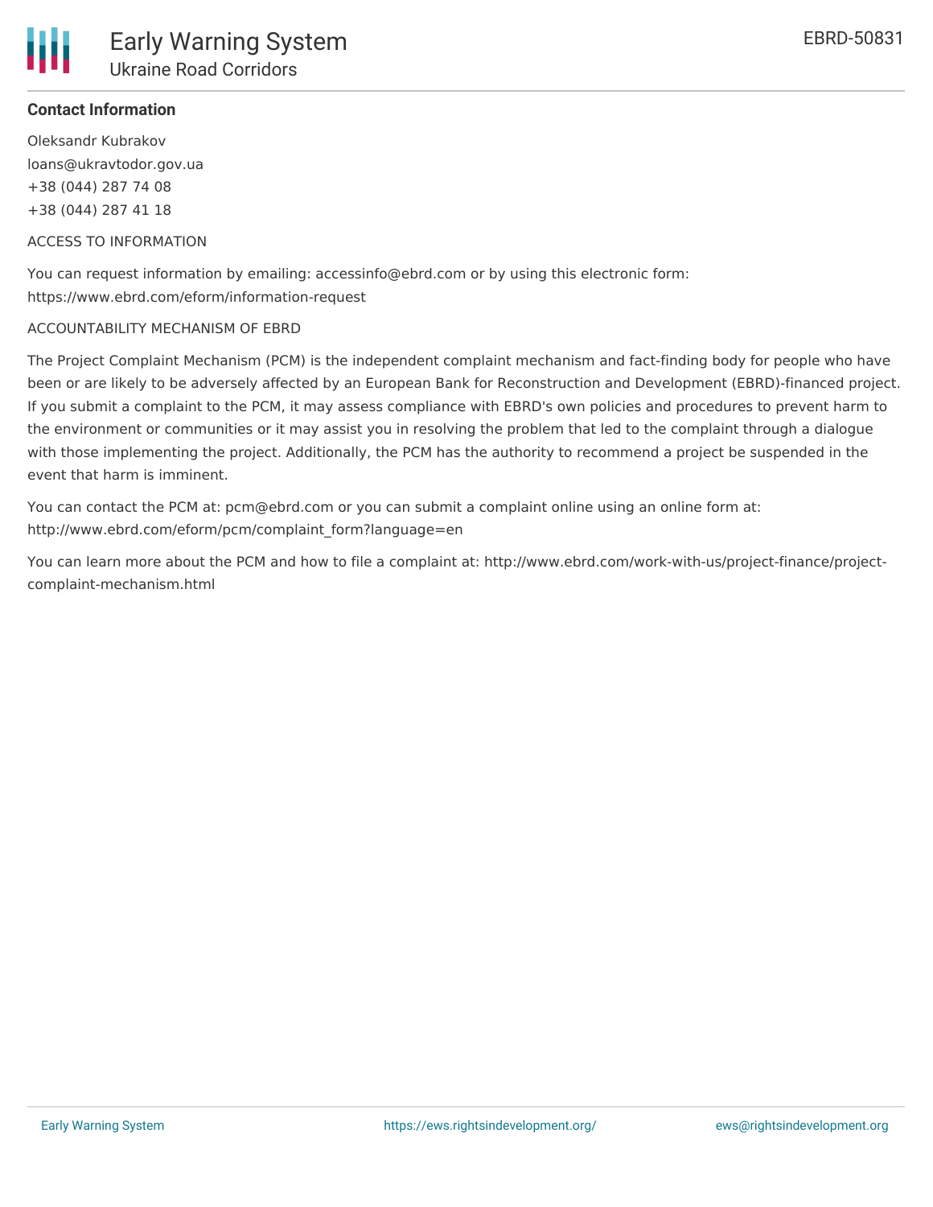### Contact Information

Oleksandr Kubrakov
loans@ukravtodor.gov.ua
+38 (044) 287 74 08
+38 (044) 287 41 18

ACCESS TO INFORMATION

You can request information by emailing: accessinfo@ebrd.com or by using this electronic form: https://www.ebrd.com/eform/information-request

ACCOUNTABILITY MECHANISM OF EBRD

The Project Complaint Mechanism (PCM) is the independent complaint mechanism and fact-finding body for people who have been or are likely to be adversely affected by an European Bank for Reconstruction and Development (EBRD)-financed project. If you submit a complaint to the PCM, it may assess compliance with EBRD's own policies and procedures to prevent harm to the environment or communities or it may assist you in resolving the problem that led to the complaint through a dialogue with those implementing the project. Additionally, the PCM has the authority to recommend a project be suspended in the event that harm is imminent.

You can contact the PCM at: pcm@ebrd.com or you can submit a complaint online using an online form at: http://www.ebrd.com/eform/pcm/complaint_form?language=en

You can learn more about the PCM and how to file a complaint at: http://www.ebrd.com/work-with-us/project-finance/project-complaint-mechanism.html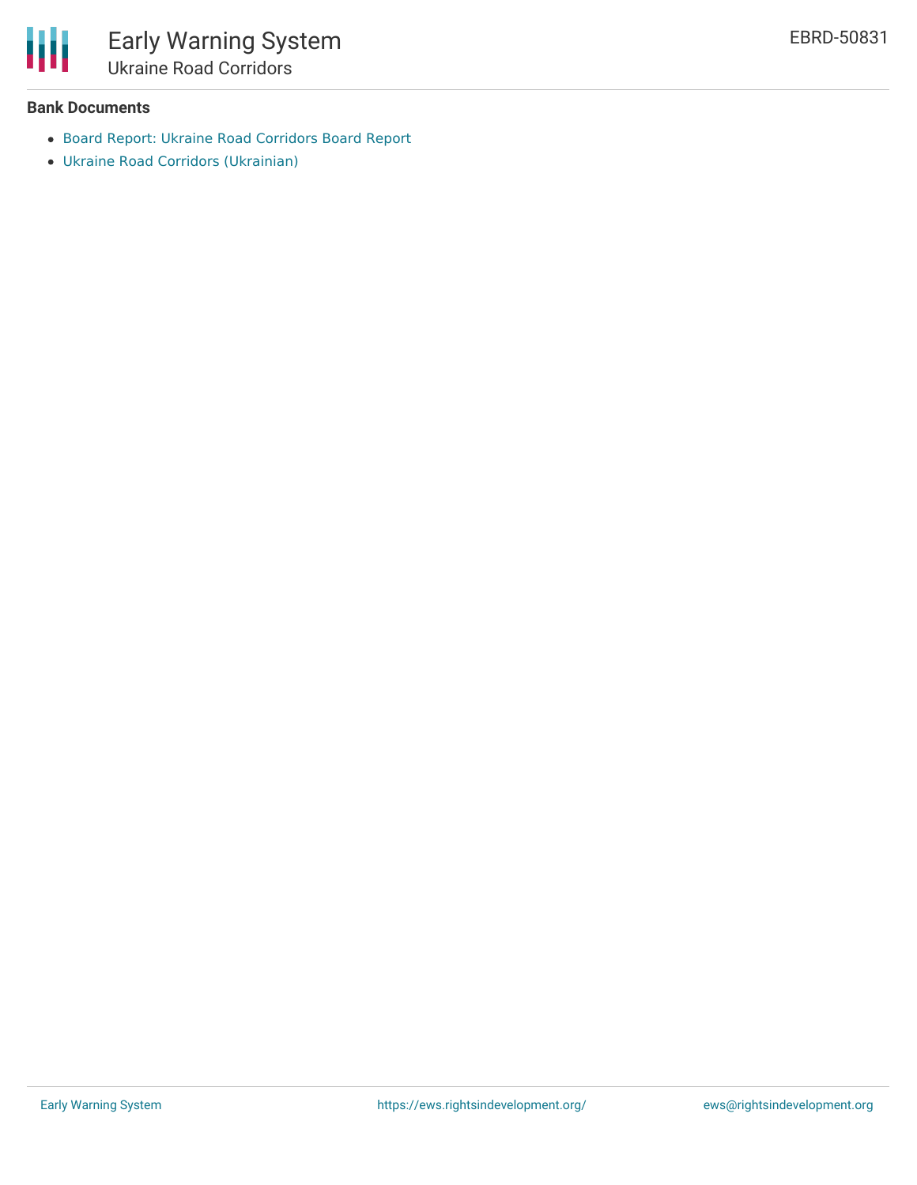**Bank Documents**

- Board Report: Ukraine Road Corridors Board Report
- Ukraine Road Corridors (Ukrainian)